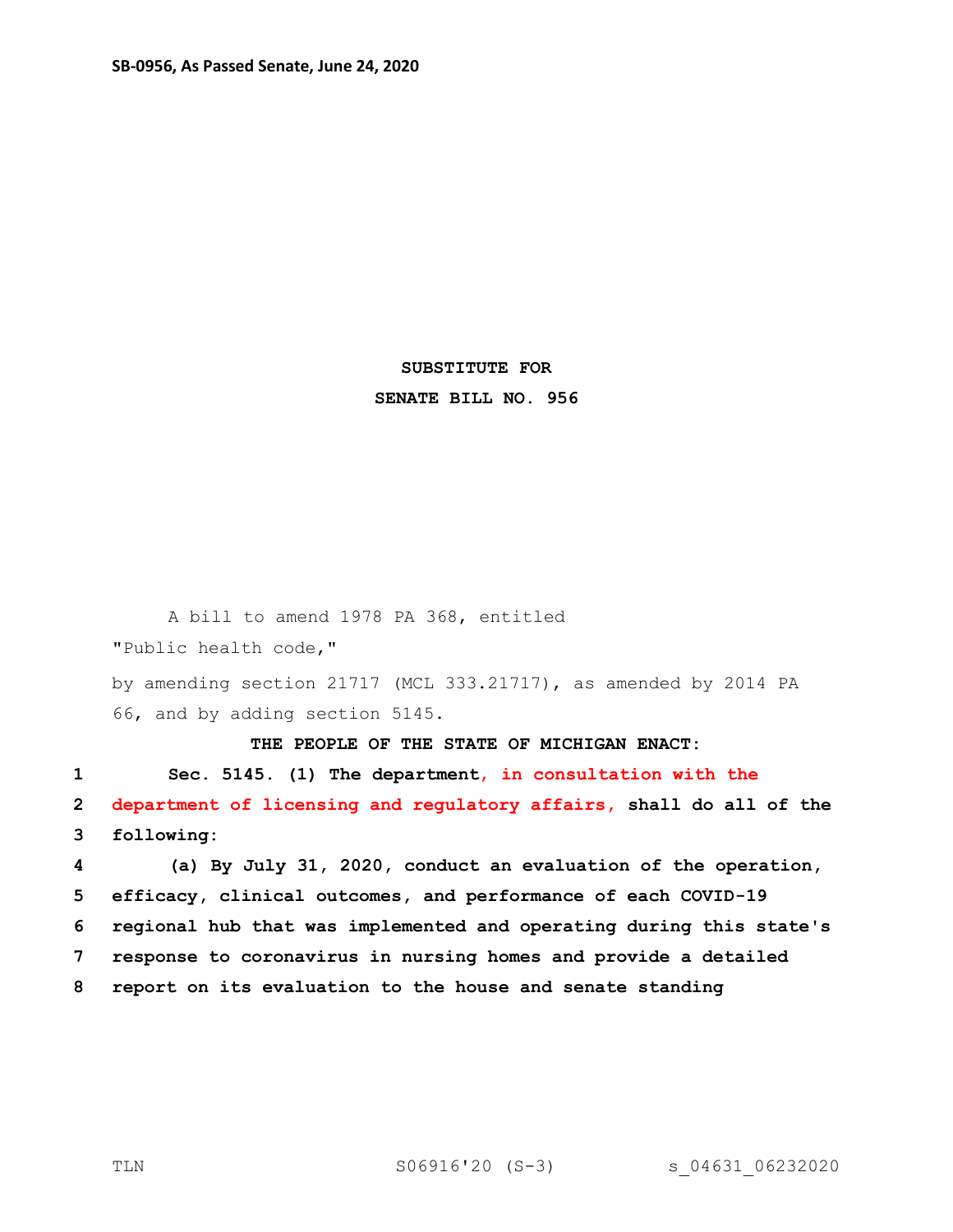**SB-0956, As Passed Senate, June 24, 2020**

**SUBSTITUTE FOR**

**SENATE BILL NO. 956**

A bill to amend 1978 PA 368, entitled

"Public health code,"

by amending section 21717 (MCL 333.21717), as amended by 2014 PA 66, and by adding section 5145.

**THE PEOPLE OF THE STATE OF MICHIGAN ENACT:**

1 **Sec. 5145. (1) The department, in consultation with the**
2 **department of licensing and regulatory affairs, shall do all of the**
3 **following:**
4 **(a) By July 31, 2020, conduct an evaluation of the operation,**
5 **efficacy, clinical outcomes, and performance of each COVID-19**
6 **regional hub that was implemented and operating during this state's**
7 **response to coronavirus in nursing homes and provide a detailed**
8 **report on its evaluation to the house and senate standing**

TLN S06916'20 (S-3) s_04631_06232020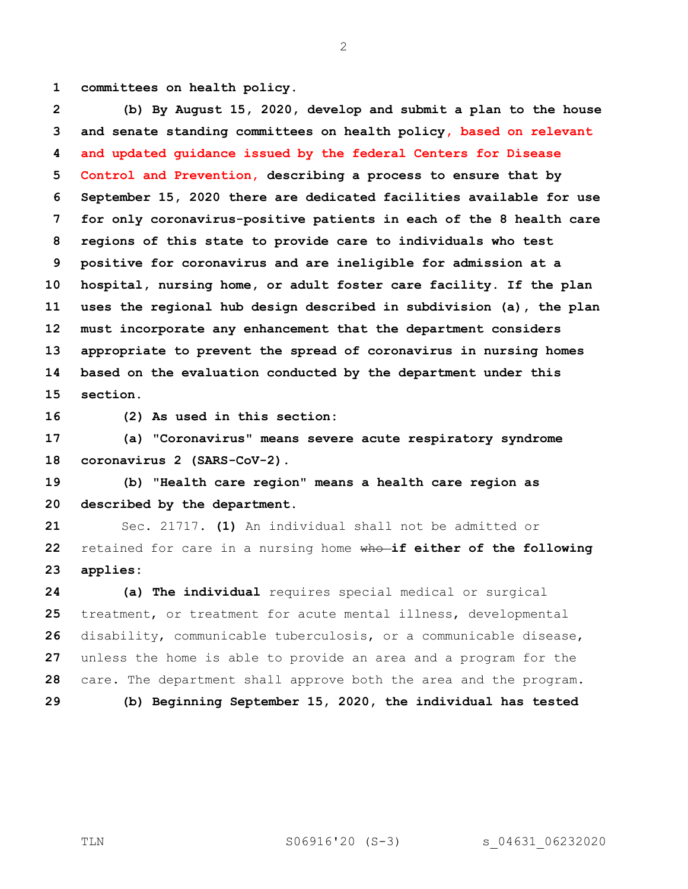**committees on health policy.**

**(b) By August 15, 2020, develop and submit a plan to the house and senate standing committees on health policy, based on relevant and updated guidance issued by the federal Centers for Disease Control and Prevention, describing a process to ensure that by September 15, 2020 there are dedicated facilities available for use for only coronavirus-positive patients in each of the 8 health care regions of this state to provide care to individuals who test positive for coronavirus and are ineligible for admission at a hospital, nursing home, or adult foster care facility. If the plan uses the regional hub design described in subdivision (a), the plan must incorporate any enhancement that the department considers appropriate to prevent the spread of coronavirus in nursing homes based on the evaluation conducted by the department under this section.**

**(2) As used in this section:**

**(a) "Coronavirus" means severe acute respiratory syndrome coronavirus 2 (SARS-CoV-2).**

**(b) "Health care region" means a health care region as described by the department.**

Sec. 21717. **(1)** An individual shall not be admitted or retained for care in a nursing home ~~who~~ **if either of the following applies:**

**(a) The individual** requires special medical or surgical treatment, or treatment for acute mental illness, developmental disability, communicable tuberculosis, or a communicable disease, unless the home is able to provide an area and a program for the care. The department shall approve both the area and the program.

**(b) Beginning September 15, 2020, the individual has tested**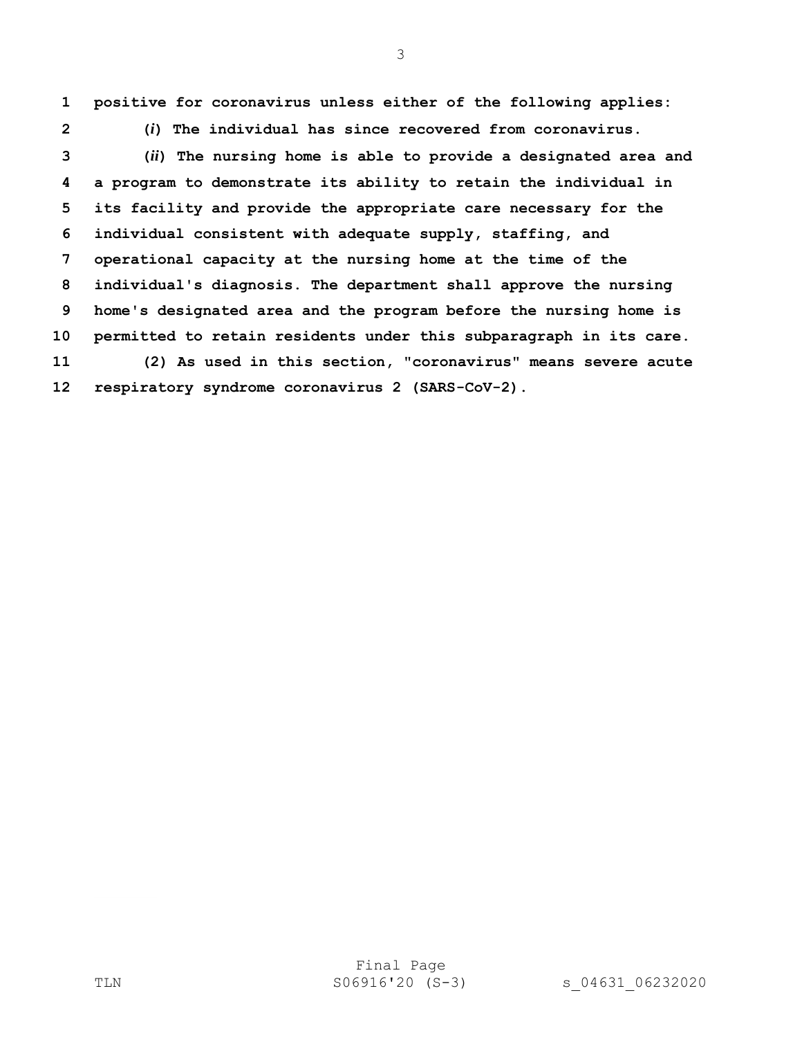**positive for coronavirus unless either of the following applies:**

**(*i*) The individual has since recovered from coronavirus.**

**(*ii*) The nursing home is able to provide a designated area and a program to demonstrate its ability to retain the individual in its facility and provide the appropriate care necessary for the individual consistent with adequate supply, staffing, and operational capacity at the nursing home at the time of the individual's diagnosis. The department shall approve the nursing home's designated area and the program before the nursing home is permitted to retain residents under this subparagraph in its care.**

**(2) As used in this section, "coronavirus" means severe acute respiratory syndrome coronavirus 2 (SARS-CoV-2).**